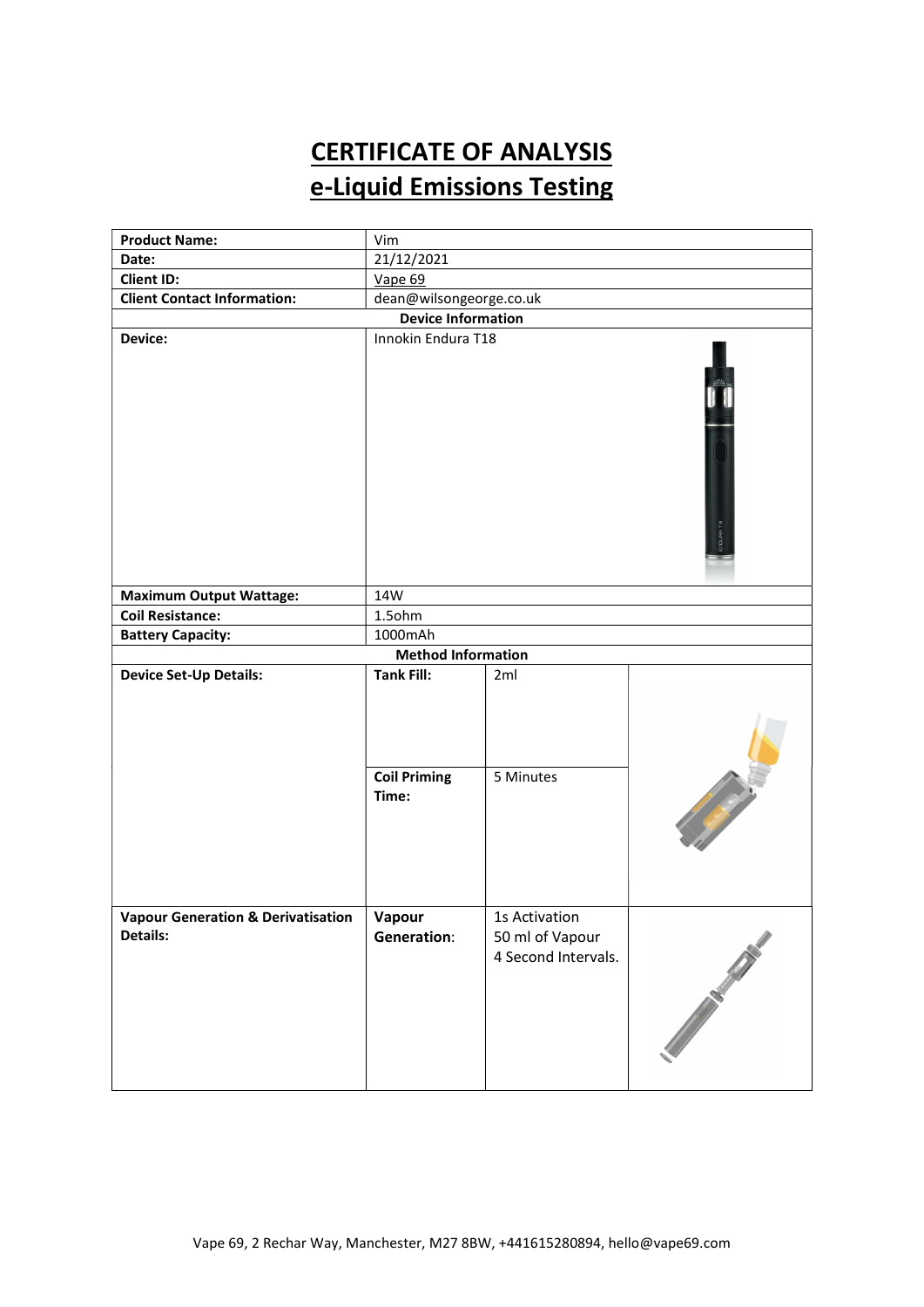# CERTIFICATE OF ANALYSIS
# e-Liquid Emissions Testing

| | | | |
|---|---|---|---|
| **Product Name:** | Vim | | |
| **Date:** | 21/12/2021 | | |
| **Client ID:** | Vape 69 | | |
| **Client Contact Information:** | dean@wilsongeorge.co.uk | | |
| **Device Information** | | | |
| **Device:** | Innokin Endura T18 | | |
| **Maximum Output Wattage:** | 14W | | |
| **Coil Resistance:** | 1.5ohm | | |
| **Battery Capacity:** | 1000mAh | | |
| **Method Information** | | | |
| **Device Set-Up Details:** | **Tank Fill:** | 2ml | |
| | **Coil Priming Time:** | 5 Minutes | |
| **Vapour Generation & Derivatisation Details:** | **Vapour Generation**: | 1s Activation<br>50 ml of Vapour<br>4 Second Intervals. | |

Vape 69, 2 Rechar Way, Manchester, M27 8BW, +441615280894, hello@vape69.com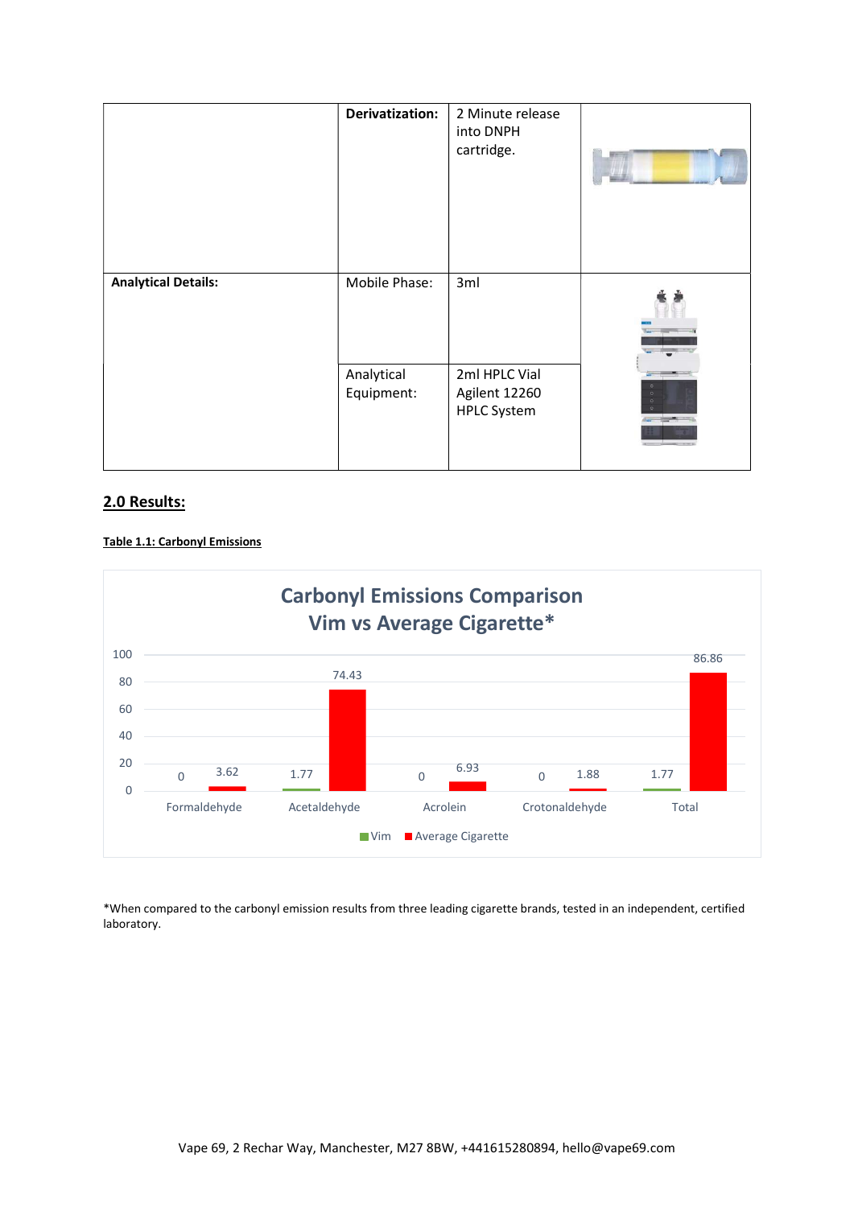| | | | |
|---|---|---|---|
| | **Derivatization:** | 2 Minute release into DNPH cartridge. | |
| **Analytical Details:** | Mobile Phase: | 3ml | |
| | Analytical Equipment: | 2ml HPLC Vial Agilent 12260 HPLC System | |

## 2.0 Results:

**Table 1.1: Carbonyl Emissions**

**Carbonyl Emissions Comparison Vim vs Average Cigarette***

| | Vim | Average Cigarette |
|---|---|---|
| Formaldehyde | 0 | 3.62 |
| Acetaldehyde | 1.77 | 74.43 |
| Acrolein | 0 | 6.93 |
| Crotonaldehyde | 0 | 1.88 |
| Total | 1.77 | 86.86 |

*When compared to the carbonyl emission results from three leading cigarette brands, tested in an independent, certified laboratory.

Vape 69, 2 Rechar Way, Manchester, M27 8BW, +441615280894, hello@vape69.com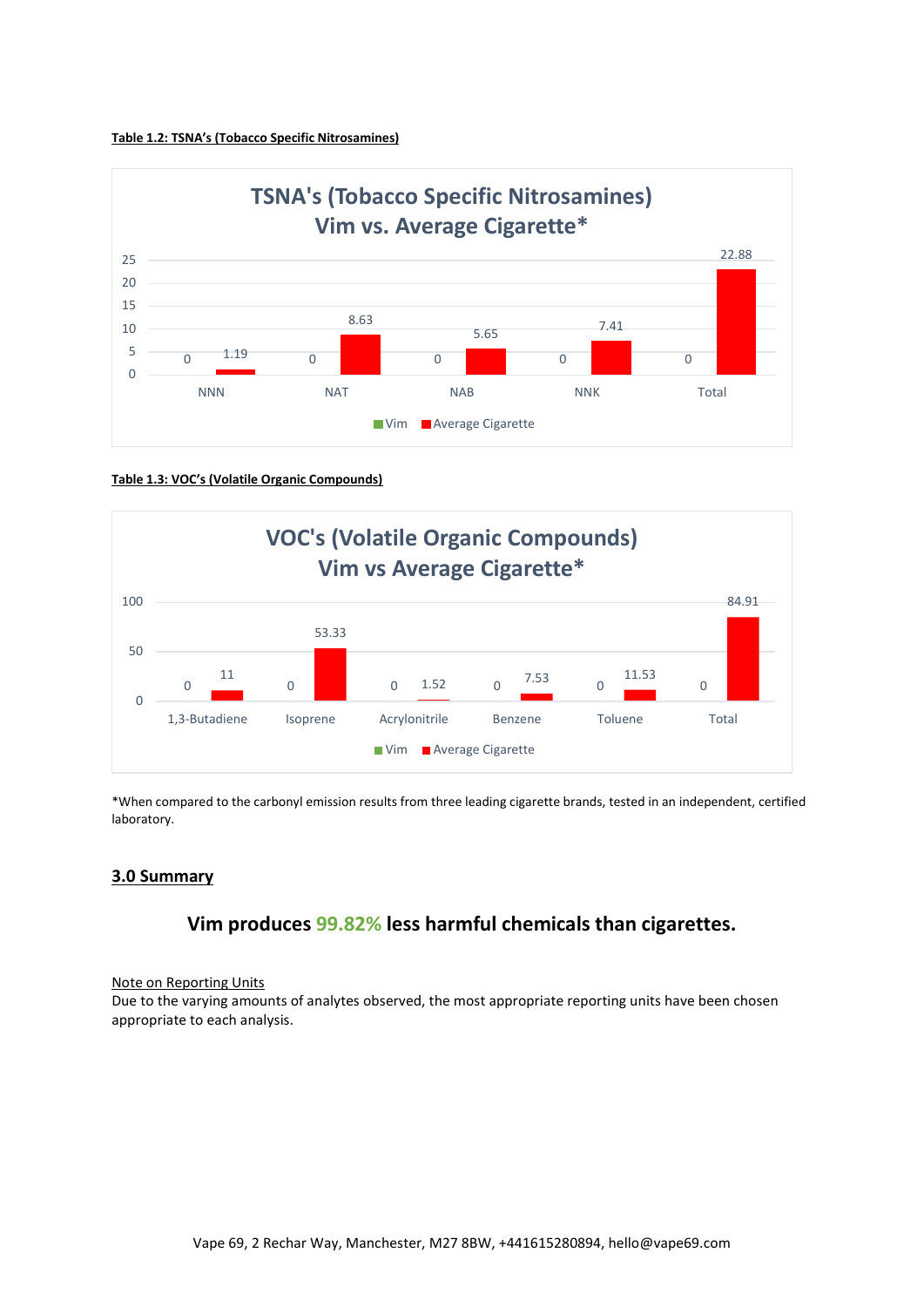**Table 1.2: TSNA's (Tobacco Specific Nitrosamines)**

TSNA's (Tobacco Specific Nitrosamines)
Vim vs. Average Cigarette*

25
20
15
10
5
0

NNN: 0, 1.19
NAT: 0, 8.63
NAB: 0, 5.65
NNK: 0, 7.41
Total: 0, 22.88

Vim
Average Cigarette

**Table 1.3: VOC's (Volatile Organic Compounds)**

VOC's (Volatile Organic Compounds)
Vim vs Average Cigarette*

100
50
0

1,3-Butadiene: 0, 11
Isoprene: 0, 53.33
Acrylonitrile: 0, 1.52
Benzene: 0, 7.53
Toluene: 0, 11.53
Total: 0, 84.91

Vim
Average Cigarette

*When compared to the carbonyl emission results from three leading cigarette brands, tested in an independent, certified laboratory.

## 3.0 Summary

**Vim produces 99.82% less harmful chemicals than cigarettes.**

Note on Reporting Units

Due to the varying amounts of analytes observed, the most appropriate reporting units have been chosen appropriate to each analysis.

Vape 69, 2 Rechar Way, Manchester, M27 8BW, +441615280894, hello@vape69.com